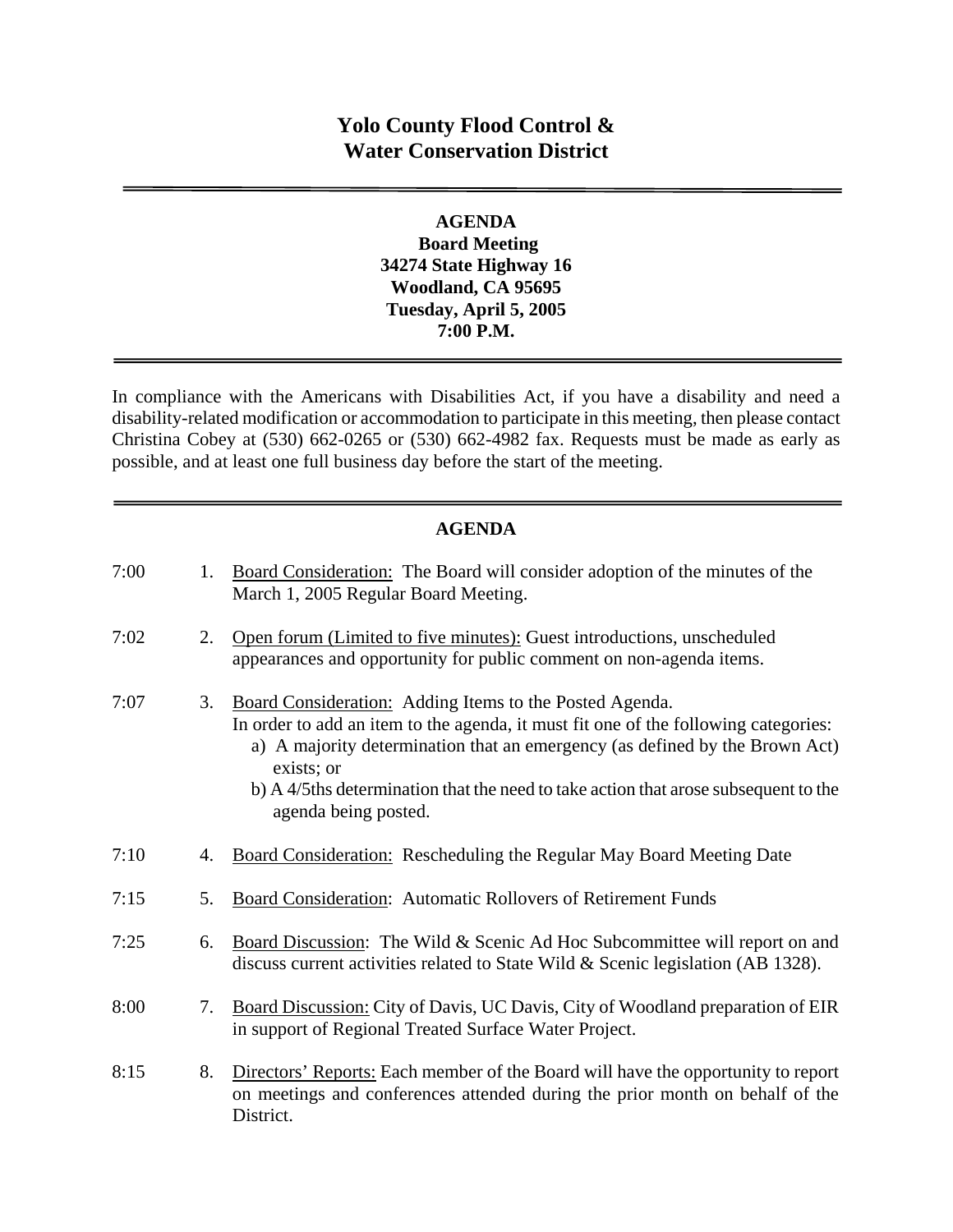# Yolo County Flood Control & Water Conservation District

---

**AGENDA**
**Board Meeting**
**34274 State Highway 16**
**Woodland, CA 95695**
**Tuesday, April 5, 2005**
**7:00 P.M.**

---

In compliance with the Americans with Disabilities Act, if you have a disability and need a disability-related modification or accommodation to participate in this meeting, then please contact Christina Cobey at (530) 662-0265 or (530) 662-4982 fax. Requests must be made as early as possible, and at least one full business day before the start of the meeting.

---

## AGENDA

7:00 1. Board Consideration: The Board will consider adoption of the minutes of the March 1, 2005 Regular Board Meeting.

7:02 2. Open forum (Limited to five minutes): Guest introductions, unscheduled appearances and opportunity for public comment on non-agenda items.

7:07 3. Board Consideration: Adding Items to the Posted Agenda.
In order to add an item to the agenda, it must fit one of the following categories:
   a) A majority determination that an emergency (as defined by the Brown Act) exists; or
   b) A 4/5ths determination that the need to take action that arose subsequent to the agenda being posted.

7:10 4. Board Consideration: Rescheduling the Regular May Board Meeting Date

7:15 5. Board Consideration: Automatic Rollovers of Retirement Funds

7:25 6. Board Discussion: The Wild & Scenic Ad Hoc Subcommittee will report on and discuss current activities related to State Wild & Scenic legislation (AB 1328).

8:00 7. Board Discussion: City of Davis, UC Davis, City of Woodland preparation of EIR in support of Regional Treated Surface Water Project.

8:15 8. Directors' Reports: Each member of the Board will have the opportunity to report on meetings and conferences attended during the prior month on behalf of the District.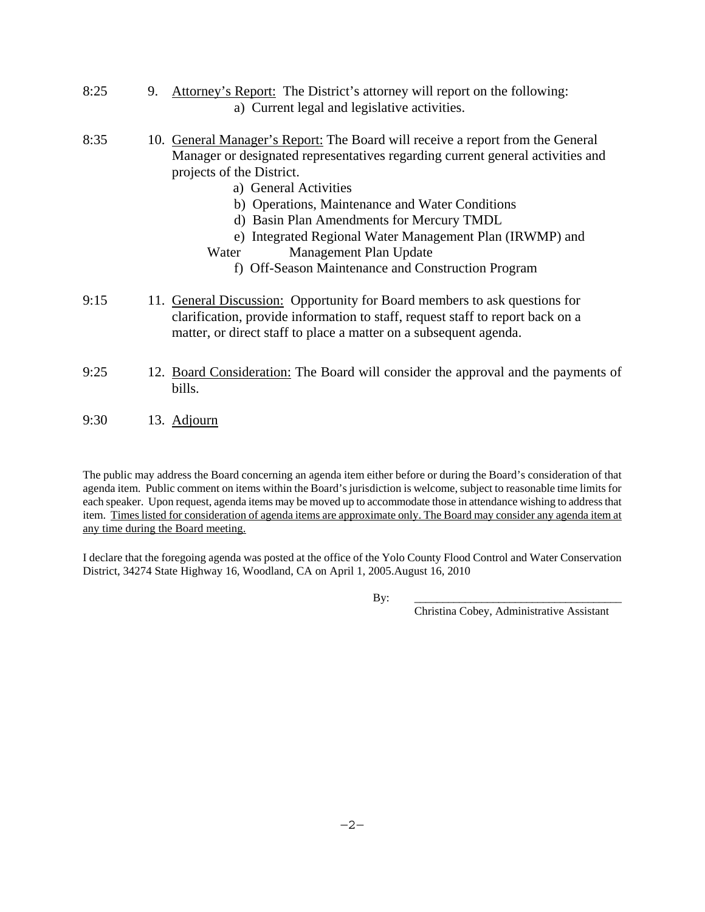8:25 9. <u>Attorney's Report:</u> The District's attorney will report on the following:
   a) Current legal and legislative activities.

8:35 10. <u>General Manager's Report:</u> The Board will receive a report from the General Manager or designated representatives regarding current general activities and projects of the District.
   a) General Activities
   b) Operations, Maintenance and Water Conditions
   d) Basin Plan Amendments for Mercury TMDL
   e) Integrated Regional Water Management Plan (IRWMP) and Water Management Plan Update
   f) Off-Season Maintenance and Construction Program

9:15 11. <u>General Discussion:</u> Opportunity for Board members to ask questions for clarification, provide information to staff, request staff to report back on a matter, or direct staff to place a matter on a subsequent agenda.

9:25 12. <u>Board Consideration:</u> The Board will consider the approval and the payments of bills.

9:30 13. <u>Adjourn</u>

The public may address the Board concerning an agenda item either before or during the Board's consideration of that agenda item. Public comment on items within the Board's jurisdiction is welcome, subject to reasonable time limits for each speaker. Upon request, agenda items may be moved up to accommodate those in attendance wishing to address that item. <u>Times listed for consideration of agenda items are approximate only. The Board may consider any agenda item at any time during the Board meeting.</u>

I declare that the foregoing agenda was posted at the office of the Yolo County Flood Control and Water Conservation District, 34274 State Highway 16, Woodland, CA on April 1, 2005.August 16, 2010

By: ___________________________________
Christina Cobey, Administrative Assistant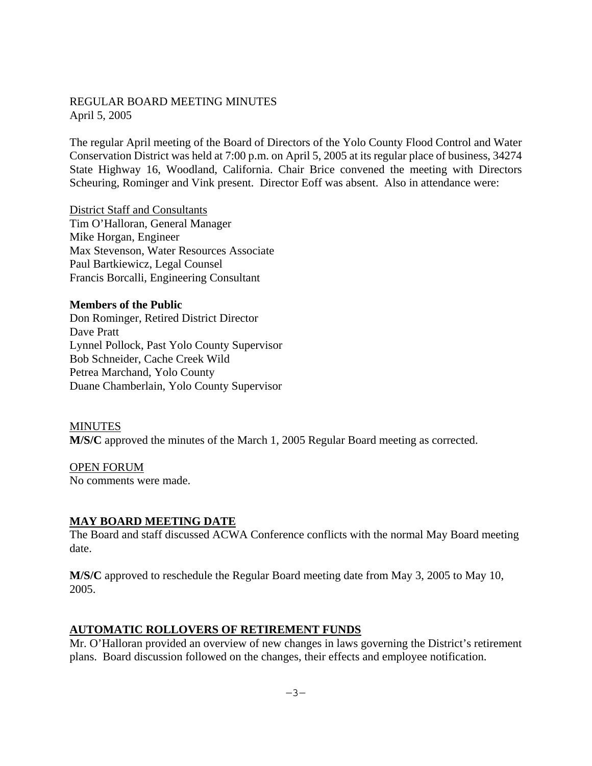REGULAR BOARD MEETING MINUTES
April 5, 2005

The regular April meeting of the Board of Directors of the Yolo County Flood Control and Water Conservation District was held at 7:00 p.m. on April 5, 2005 at its regular place of business, 34274 State Highway 16, Woodland, California. Chair Brice convened the meeting with Directors Scheuring, Rominger and Vink present. Director Eoff was absent. Also in attendance were:

District Staff and Consultants
Tim O'Halloran, General Manager
Mike Horgan, Engineer
Max Stevenson, Water Resources Associate
Paul Bartkiewicz, Legal Counsel
Francis Borcalli, Engineering Consultant

**Members of the Public**
Don Rominger, Retired District Director
Dave Pratt
Lynnel Pollock, Past Yolo County Supervisor
Bob Schneider, Cache Creek Wild
Petrea Marchand, Yolo County
Duane Chamberlain, Yolo County Supervisor

MINUTES
**M/S/C** approved the minutes of the March 1, 2005 Regular Board meeting as corrected.

OPEN FORUM
No comments were made.

## MAY BOARD MEETING DATE

The Board and staff discussed ACWA Conference conflicts with the normal May Board meeting date.

**M/S/C** approved to reschedule the Regular Board meeting date from May 3, 2005 to May 10, 2005.

## AUTOMATIC ROLLOVERS OF RETIREMENT FUNDS

Mr. O'Halloran provided an overview of new changes in laws governing the District's retirement plans. Board discussion followed on the changes, their effects and employee notification.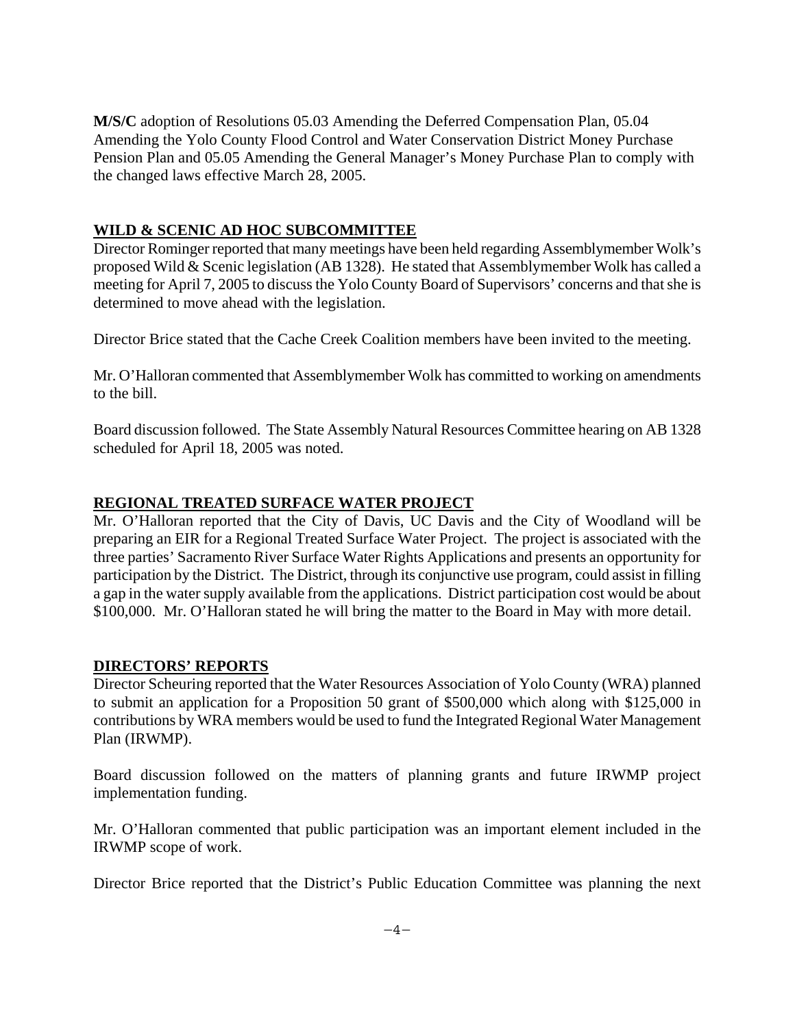**M/S/C** adoption of Resolutions 05.03 Amending the Deferred Compensation Plan, 05.04 Amending the Yolo County Flood Control and Water Conservation District Money Purchase Pension Plan and 05.05 Amending the General Manager's Money Purchase Plan to comply with the changed laws effective March 28, 2005.

## WILD & SCENIC AD HOC SUBCOMMITTEE

Director Rominger reported that many meetings have been held regarding Assemblymember Wolk's proposed Wild & Scenic legislation (AB 1328). He stated that Assemblymember Wolk has called a meeting for April 7, 2005 to discuss the Yolo County Board of Supervisors' concerns and that she is determined to move ahead with the legislation.

Director Brice stated that the Cache Creek Coalition members have been invited to the meeting.

Mr. O'Halloran commented that Assemblymember Wolk has committed to working on amendments to the bill.

Board discussion followed. The State Assembly Natural Resources Committee hearing on AB 1328 scheduled for April 18, 2005 was noted.

## REGIONAL TREATED SURFACE WATER PROJECT

Mr. O'Halloran reported that the City of Davis, UC Davis and the City of Woodland will be preparing an EIR for a Regional Treated Surface Water Project. The project is associated with the three parties' Sacramento River Surface Water Rights Applications and presents an opportunity for participation by the District. The District, through its conjunctive use program, could assist in filling a gap in the water supply available from the applications. District participation cost would be about \$100,000. Mr. O'Halloran stated he will bring the matter to the Board in May with more detail.

## DIRECTORS' REPORTS

Director Scheuring reported that the Water Resources Association of Yolo County (WRA) planned to submit an application for a Proposition 50 grant of \$500,000 which along with \$125,000 in contributions by WRA members would be used to fund the Integrated Regional Water Management Plan (IRWMP).

Board discussion followed on the matters of planning grants and future IRWMP project implementation funding.

Mr. O'Halloran commented that public participation was an important element included in the IRWMP scope of work.

Director Brice reported that the District's Public Education Committee was planning the next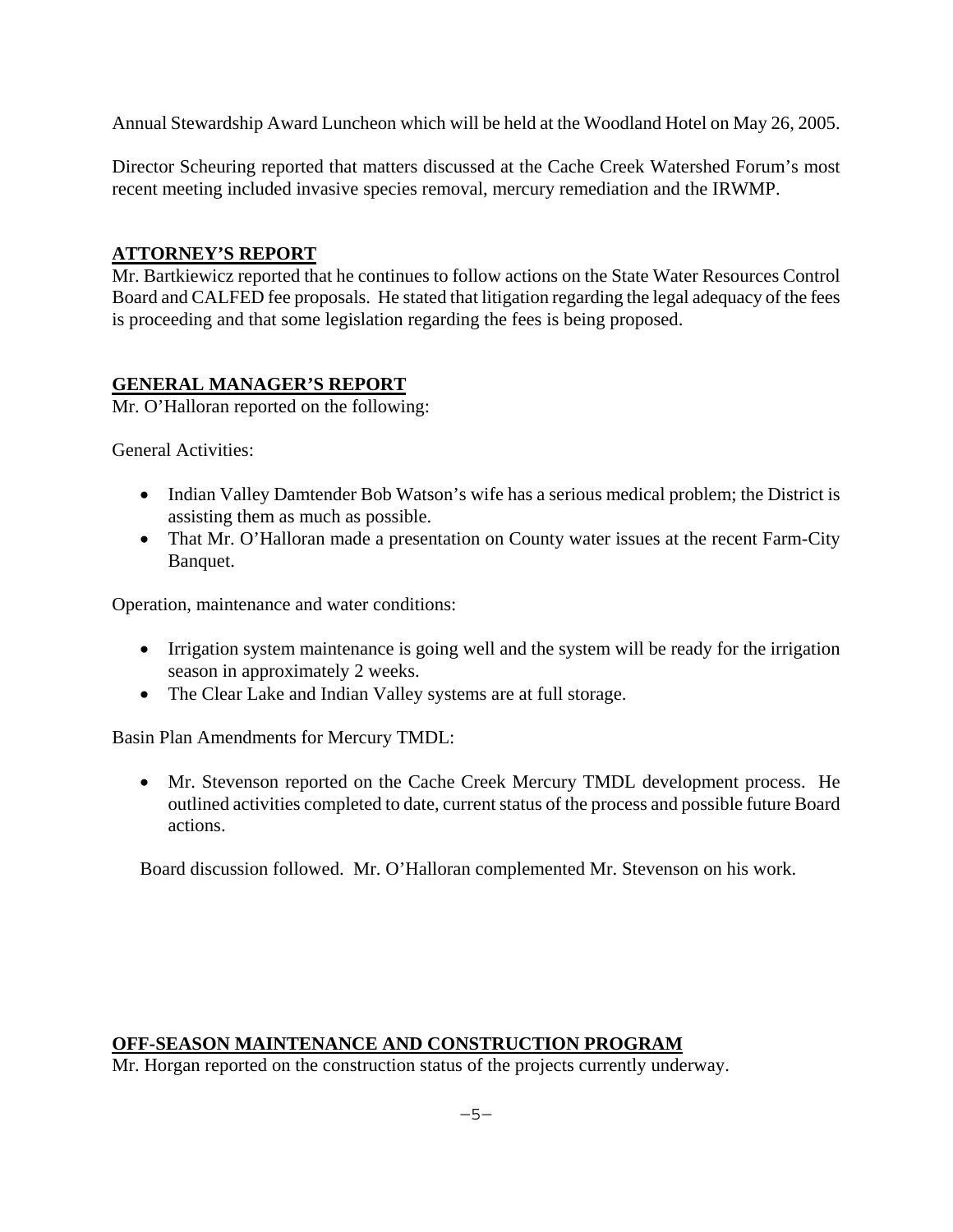Annual Stewardship Award Luncheon which will be held at the Woodland Hotel on May 26, 2005.

Director Scheuring reported that matters discussed at the Cache Creek Watershed Forum's most recent meeting included invasive species removal, mercury remediation and the IRWMP.

## ATTORNEY'S REPORT

Mr. Bartkiewicz reported that he continues to follow actions on the State Water Resources Control Board and CALFED fee proposals. He stated that litigation regarding the legal adequacy of the fees is proceeding and that some legislation regarding the fees is being proposed.

## GENERAL MANAGER'S REPORT

Mr. O'Halloran reported on the following:

General Activities:

- Indian Valley Damtender Bob Watson's wife has a serious medical problem; the District is assisting them as much as possible.
- That Mr. O'Halloran made a presentation on County water issues at the recent Farm-City Banquet.

Operation, maintenance and water conditions:

- Irrigation system maintenance is going well and the system will be ready for the irrigation season in approximately 2 weeks.
- The Clear Lake and Indian Valley systems are at full storage.

Basin Plan Amendments for Mercury TMDL:

- Mr. Stevenson reported on the Cache Creek Mercury TMDL development process. He outlined activities completed to date, current status of the process and possible future Board actions.

Board discussion followed. Mr. O'Halloran complemented Mr. Stevenson on his work.

## OFF-SEASON MAINTENANCE AND CONSTRUCTION PROGRAM

Mr. Horgan reported on the construction status of the projects currently underway.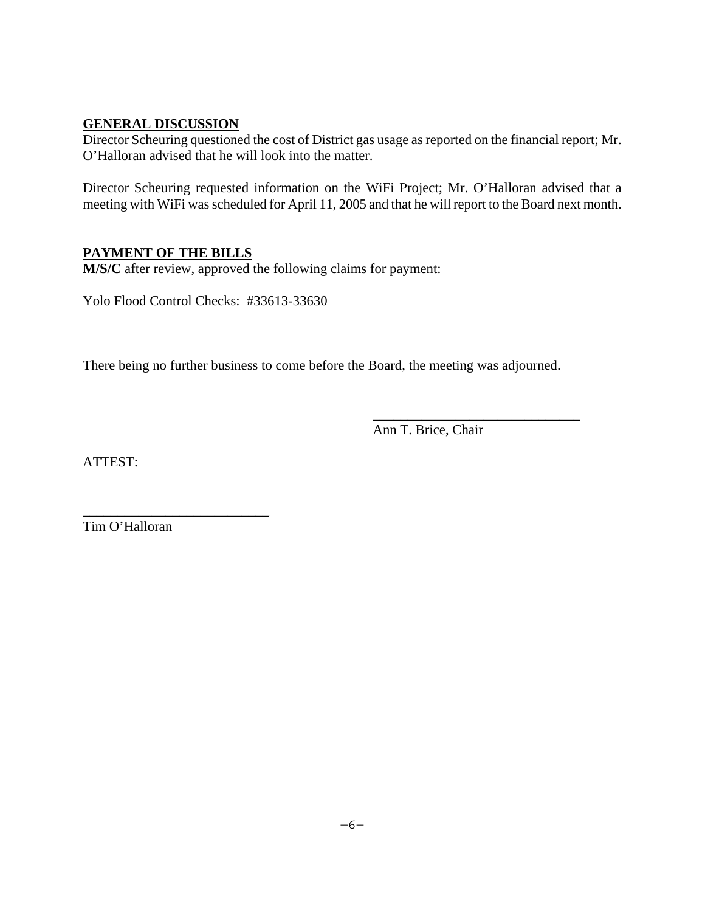**GENERAL DISCUSSION**

Director Scheuring questioned the cost of District gas usage as reported on the financial report; Mr. O'Halloran advised that he will look into the matter.

Director Scheuring requested information on the WiFi Project; Mr. O'Halloran advised that a meeting with WiFi was scheduled for April 11, 2005 and that he will report to the Board next month.

**PAYMENT OF THE BILLS**

**M/S/C** after review, approved the following claims for payment:

Yolo Flood Control Checks: #33613-33630

There being no further business to come before the Board, the meeting was adjourned.

\_\_\_\_\_\_\_\_\_\_\_\_\_\_\_\_\_\_\_\_\_\_\_\_\_\_\_\_\_\_
Ann T. Brice, Chair

ATTEST:

\_\_\_\_\_\_\_\_\_\_\_\_\_\_\_\_\_\_\_\_\_\_\_\_\_\_\_\_\_\_
Tim O'Halloran